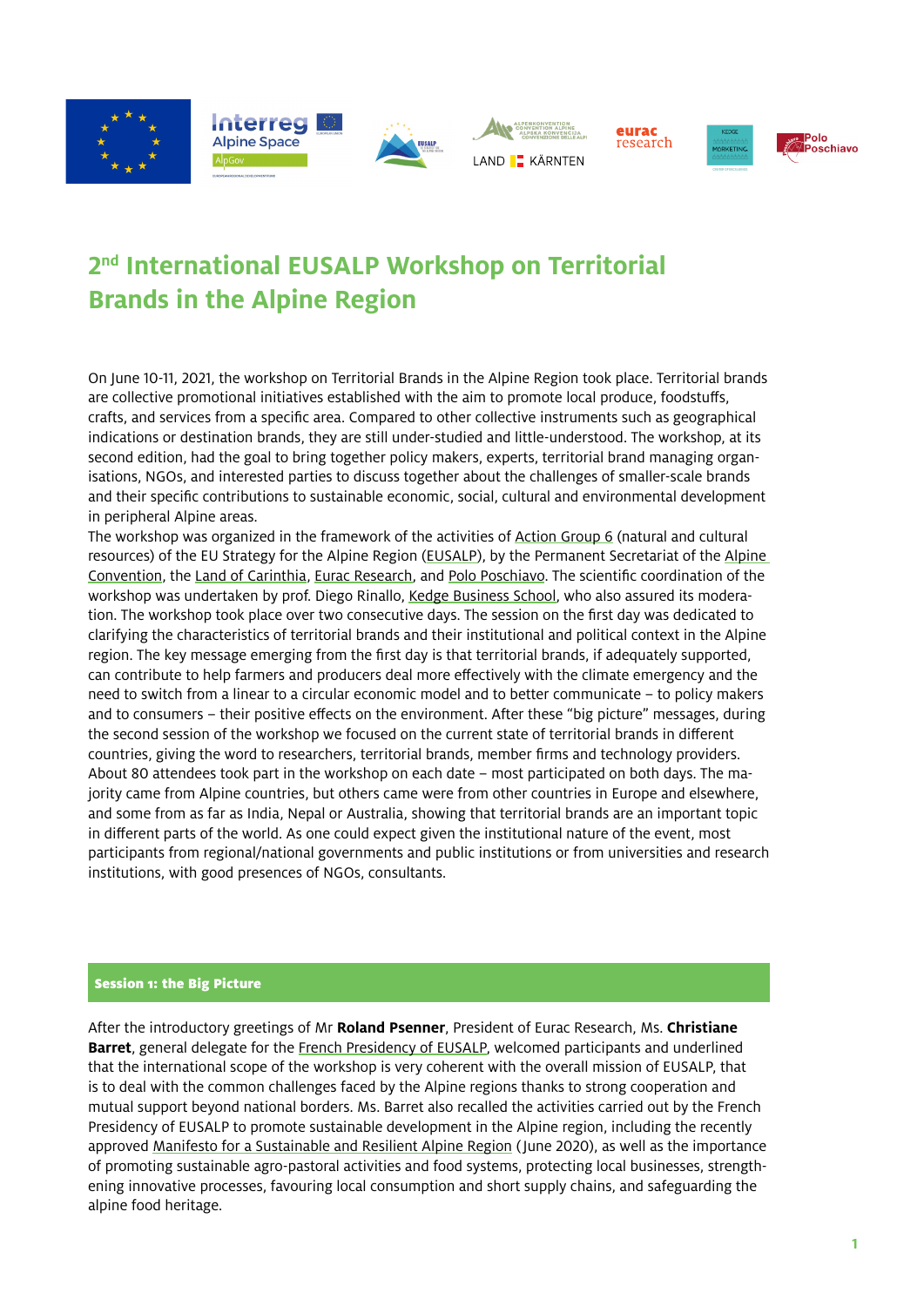# 2nd International EUSALP Workshop on Territorial Brands in the Alpine Region

On June 10-11, 2021, the workshop on Territorial Brands in the Alpine Region took place. Territorial brands are collective promotional initiatives established with the aim to promote local produce, foodstuffs, crafts, and services from a specific area. Compared to other collective instruments such as geographical indications or destination brands, they are still under-studied and little-understood. The workshop, at its second edition, had the goal to bring together policy makers, experts, territorial brand managing organisations, NGOs, and interested parties to discuss together about the challenges of smaller-scale brands and their specific contributions to sustainable economic, social, cultural and environmental development in peripheral Alpine areas.

The workshop was organized in the framework of the activities of Action Group 6 (natural and cultural resources) of the EU Strategy for the Alpine Region (EUSALP), by the Permanent Secretariat of the Alpine Convention, the Land of Carinthia, Eurac Research, and Polo Poschiavo. The scientific coordination of the workshop was undertaken by prof. Diego Rinallo, Kedge Business School, who also assured its moderation. The workshop took place over two consecutive days. The session on the first day was dedicated to clarifying the characteristics of territorial brands and their institutional and political context in the Alpine region. The key message emerging from the first day is that territorial brands, if adequately supported, can contribute to help farmers and producers deal more effectively with the climate emergency and the need to switch from a linear to a circular economic model and to better communicate – to policy makers and to consumers – their positive effects on the environment. After these "big picture" messages, during the second session of the workshop we focused on the current state of territorial brands in different countries, giving the word to researchers, territorial brands, member firms and technology providers. About 80 attendees took part in the workshop on each date – most participated on both days. The majority came from Alpine countries, but others came were from other countries in Europe and elsewhere, and some from as far as India, Nepal or Australia, showing that territorial brands are an important topic in different parts of the world. As one could expect given the institutional nature of the event, most participants from regional/national governments and public institutions or from universities and research institutions, with good presences of NGOs, consultants.

## Session 1: the Big Picture

After the introductory greetings of Mr **Roland Psenner**, President of Eurac Research, Ms. **Christiane Barret**, general delegate for the French Presidency of EUSALP, welcomed participants and underlined that the international scope of the workshop is very coherent with the overall mission of EUSALP, that is to deal with the common challenges faced by the Alpine regions thanks to strong cooperation and mutual support beyond national borders. Ms. Barret also recalled the activities carried out by the French Presidency of EUSALP to promote sustainable development in the Alpine region, including the recently approved Manifesto for a Sustainable and Resilient Alpine Region (June 2020), as well as the importance of promoting sustainable agro-pastoral activities and food systems, protecting local businesses, strengthening innovative processes, favouring local consumption and short supply chains, and safeguarding the alpine food heritage.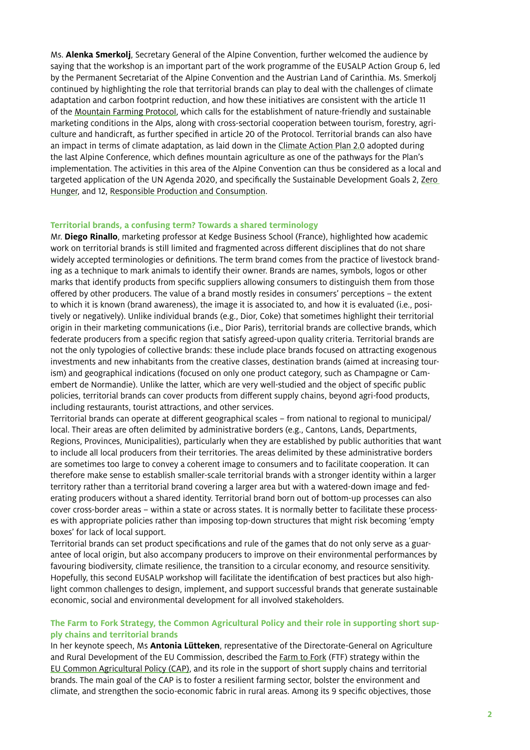Ms. **Alenka Smerkolj**, Secretary General of the Alpine Convention, further welcomed the audience by saying that the workshop is an important part of the work programme of the EUSALP Action Group 6, led by the Permanent Secretariat of the Alpine Convention and the Austrian Land of Carinthia. Ms. Smerkolj continued by highlighting the role that territorial brands can play to deal with the challenges of climate adaptation and carbon footprint reduction, and how these initiatives are consistent with the article 11 of the Mountain Farming Protocol, which calls for the establishment of nature-friendly and sustainable marketing conditions in the Alps, along with cross-sectorial cooperation between tourism, forestry, agriculture and handicraft, as further specified in article 20 of the Protocol. Territorial brands can also have an impact in terms of climate adaptation, as laid down in the Climate Action Plan 2.0 adopted during the last Alpine Conference, which defines mountain agriculture as one of the pathways for the Plan's implementation. The activities in this area of the Alpine Convention can thus be considered as a local and targeted application of the UN Agenda 2020, and specifically the Sustainable Development Goals 2, Zero Hunger, and 12, Responsible Production and Consumption.

### Territorial brands, a confusing term? Towards a shared terminology

Mr. **Diego Rinallo**, marketing professor at Kedge Business School (France), highlighted how academic work on territorial brands is still limited and fragmented across different disciplines that do not share widely accepted terminologies or definitions. The term brand comes from the practice of livestock branding as a technique to mark animals to identify their owner. Brands are names, symbols, logos or other marks that identify products from specific suppliers allowing consumers to distinguish them from those offered by other producers. The value of a brand mostly resides in consumers' perceptions – the extent to which it is known (brand awareness), the image it is associated to, and how it is evaluated (i.e., positively or negatively). Unlike individual brands (e.g., Dior, Coke) that sometimes highlight their territorial origin in their marketing communications (i.e., Dior Paris), territorial brands are collective brands, which federate producers from a specific region that satisfy agreed-upon quality criteria. Territorial brands are not the only typologies of collective brands: these include place brands focused on attracting exogenous investments and new inhabitants from the creative classes, destination brands (aimed at increasing tourism) and geographical indications (focused on only one product category, such as Champagne or Camembert de Normandie). Unlike the latter, which are very well-studied and the object of specific public policies, territorial brands can cover products from different supply chains, beyond agri-food products, including restaurants, tourist attractions, and other services.

Territorial brands can operate at different geographical scales – from national to regional to municipal/local. Their areas are often delimited by administrative borders (e.g., Cantons, Lands, Departments, Regions, Provinces, Municipalities), particularly when they are established by public authorities that want to include all local producers from their territories. The areas delimited by these administrative borders are sometimes too large to convey a coherent image to consumers and to facilitate cooperation. It can therefore make sense to establish smaller-scale territorial brands with a stronger identity within a larger territory rather than a territorial brand covering a larger area but with a watered-down image and federating producers without a shared identity. Territorial brand born out of bottom-up processes can also cover cross-border areas – within a state or across states. It is normally better to facilitate these processes with appropriate policies rather than imposing top-down structures that might risk becoming 'empty boxes' for lack of local support.

Territorial brands can set product specifications and rule of the games that do not only serve as a guarantee of local origin, but also accompany producers to improve on their environmental performances by favouring biodiversity, climate resilience, the transition to a circular economy, and resource sensitivity. Hopefully, this second EUSALP workshop will facilitate the identification of best practices but also highlight common challenges to design, implement, and support successful brands that generate sustainable economic, social and environmental development for all involved stakeholders.

### The Farm to Fork Strategy, the Common Agricultural Policy and their role in supporting short supply chains and territorial brands

In her keynote speech, Ms **Antonia Lütteken**, representative of the Directorate-General on Agriculture and Rural Development of the EU Commission, described the Farm to Fork (FTF) strategy within the EU Common Agricultural Policy (CAP), and its role in the support of short supply chains and territorial brands. The main goal of the CAP is to foster a resilient farming sector, bolster the environment and climate, and strengthen the socio-economic fabric in rural areas. Among its 9 specific objectives, those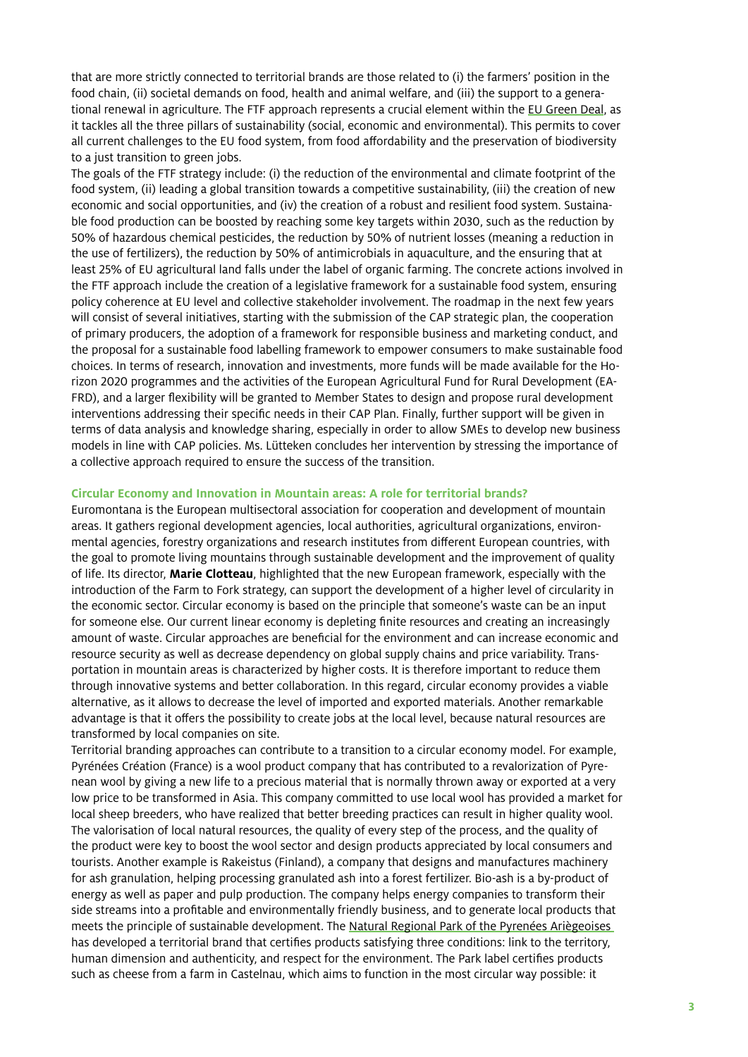that are more strictly connected to territorial brands are those related to (i) the farmers' position in the food chain, (ii) societal demands on food, health and animal welfare, and (iii) the support to a generational renewal in agriculture. The FTF approach represents a crucial element within the EU Green Deal, as it tackles all the three pillars of sustainability (social, economic and environmental). This permits to cover all current challenges to the EU food system, from food affordability and the preservation of biodiversity to a just transition to green jobs.

The goals of the FTF strategy include: (i) the reduction of the environmental and climate footprint of the food system, (ii) leading a global transition towards a competitive sustainability, (iii) the creation of new economic and social opportunities, and (iv) the creation of a robust and resilient food system. Sustainable food production can be boosted by reaching some key targets within 2030, such as the reduction by 50% of hazardous chemical pesticides, the reduction by 50% of nutrient losses (meaning a reduction in the use of fertilizers), the reduction by 50% of antimicrobials in aquaculture, and the ensuring that at least 25% of EU agricultural land falls under the label of organic farming. The concrete actions involved in the FTF approach include the creation of a legislative framework for a sustainable food system, ensuring policy coherence at EU level and collective stakeholder involvement. The roadmap in the next few years will consist of several initiatives, starting with the submission of the CAP strategic plan, the cooperation of primary producers, the adoption of a framework for responsible business and marketing conduct, and the proposal for a sustainable food labelling framework to empower consumers to make sustainable food choices. In terms of research, innovation and investments, more funds will be made available for the Horizon 2020 programmes and the activities of the European Agricultural Fund for Rural Development (EAFRD), and a larger flexibility will be granted to Member States to design and propose rural development interventions addressing their specific needs in their CAP Plan. Finally, further support will be given in terms of data analysis and knowledge sharing, especially in order to allow SMEs to develop new business models in line with CAP policies. Ms. Lütteken concludes her intervention by stressing the importance of a collective approach required to ensure the success of the transition.

### Circular Economy and Innovation in Mountain areas: A role for territorial brands?

Euromontana is the European multisectoral association for cooperation and development of mountain areas. It gathers regional development agencies, local authorities, agricultural organizations, environmental agencies, forestry organizations and research institutes from different European countries, with the goal to promote living mountains through sustainable development and the improvement of quality of life. Its director, **Marie Clotteau**, highlighted that the new European framework, especially with the introduction of the Farm to Fork strategy, can support the development of a higher level of circularity in the economic sector. Circular economy is based on the principle that someone's waste can be an input for someone else. Our current linear economy is depleting finite resources and creating an increasingly amount of waste. Circular approaches are beneficial for the environment and can increase economic and resource security as well as decrease dependency on global supply chains and price variability. Transportation in mountain areas is characterized by higher costs. It is therefore important to reduce them through innovative systems and better collaboration. In this regard, circular economy provides a viable alternative, as it allows to decrease the level of imported and exported materials. Another remarkable advantage is that it offers the possibility to create jobs at the local level, because natural resources are transformed by local companies on site.

Territorial branding approaches can contribute to a transition to a circular economy model. For example, Pyrénées Création (France) is a wool product company that has contributed to a revalorization of Pyrenean wool by giving a new life to a precious material that is normally thrown away or exported at a very low price to be transformed in Asia. This company committed to use local wool has provided a market for local sheep breeders, who have realized that better breeding practices can result in higher quality wool. The valorisation of local natural resources, the quality of every step of the process, and the quality of the product were key to boost the wool sector and design products appreciated by local consumers and tourists. Another example is Rakeistus (Finland), a company that designs and manufactures machinery for ash granulation, helping processing granulated ash into a forest fertilizer. Bio-ash is a by-product of energy as well as paper and pulp production. The company helps energy companies to transform their side streams into a profitable and environmentally friendly business, and to generate local products that meets the principle of sustainable development. The Natural Regional Park of the Pyrenées Ariègeoises has developed a territorial brand that certifies products satisfying three conditions: link to the territory, human dimension and authenticity, and respect for the environment. The Park label certifies products such as cheese from a farm in Castelnau, which aims to function in the most circular way possible: it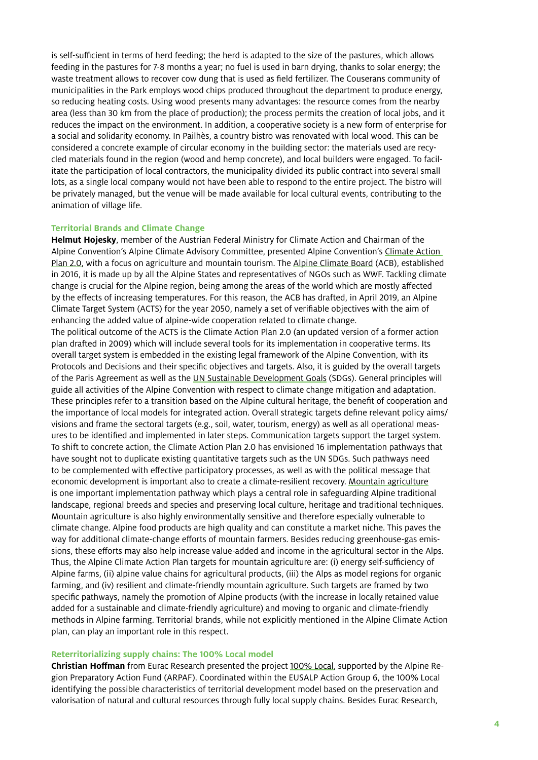is self-sufficient in terms of herd feeding; the herd is adapted to the size of the pastures, which allows feeding in the pastures for 7-8 months a year; no fuel is used in barn drying, thanks to solar energy; the waste treatment allows to recover cow dung that is used as field fertilizer. The Couserans community of municipalities in the Park employs wood chips produced throughout the department to produce energy, so reducing heating costs. Using wood presents many advantages: the resource comes from the nearby area (less than 30 km from the place of production); the process permits the creation of local jobs, and it reduces the impact on the environment. In addition, a cooperative society is a new form of enterprise for a social and solidarity economy. In Pailhès, a country bistro was renovated with local wood. This can be considered a concrete example of circular economy in the building sector: the materials used are recycled materials found in the region (wood and hemp concrete), and local builders were engaged. To facilitate the participation of local contractors, the municipality divided its public contract into several small lots, as a single local company would not have been able to respond to the entire project. The bistro will be privately managed, but the venue will be made available for local cultural events, contributing to the animation of village life.

### Territorial Brands and Climate Change

**Helmut Hojesky**, member of the Austrian Federal Ministry for Climate Action and Chairman of the Alpine Convention's Alpine Climate Advisory Committee, presented Alpine Convention's Climate Action Plan 2.0, with a focus on agriculture and mountain tourism. The Alpine Climate Board (ACB), established in 2016, it is made up by all the Alpine States and representatives of NGOs such as WWF. Tackling climate change is crucial for the Alpine region, being among the areas of the world which are mostly affected by the effects of increasing temperatures. For this reason, the ACB has drafted, in April 2019, an Alpine Climate Target System (ACTS) for the year 2050, namely a set of verifiable objectives with the aim of enhancing the added value of alpine-wide cooperation related to climate change.

The political outcome of the ACTS is the Climate Action Plan 2.0 (an updated version of a former action plan drafted in 2009) which will include several tools for its implementation in cooperative terms. Its overall target system is embedded in the existing legal framework of the Alpine Convention, with its Protocols and Decisions and their specific objectives and targets. Also, it is guided by the overall targets of the Paris Agreement as well as the UN Sustainable Development Goals (SDGs). General principles will guide all activities of the Alpine Convention with respect to climate change mitigation and adaptation. These principles refer to a transition based on the Alpine cultural heritage, the benefit of cooperation and the importance of local models for integrated action. Overall strategic targets define relevant policy aims/visions and frame the sectoral targets (e.g., soil, water, tourism, energy) as well as all operational measures to be identified and implemented in later steps. Communication targets support the target system. To shift to concrete action, the Climate Action Plan 2.0 has envisioned 16 implementation pathways that have sought not to duplicate existing quantitative targets such as the UN SDGs. Such pathways need to be complemented with effective participatory processes, as well as with the political message that economic development is important also to create a climate-resilient recovery. Mountain agriculture is one important implementation pathway which plays a central role in safeguarding Alpine traditional landscape, regional breeds and species and preserving local culture, heritage and traditional techniques. Mountain agriculture is also highly environmentally sensitive and therefore especially vulnerable to climate change. Alpine food products are high quality and can constitute a market niche. This paves the way for additional climate-change efforts of mountain farmers. Besides reducing greenhouse-gas emissions, these efforts may also help increase value-added and income in the agricultural sector in the Alps. Thus, the Alpine Climate Action Plan targets for mountain agriculture are: (i) energy self-sufficiency of Alpine farms, (ii) alpine value chains for agricultural products, (iii) the Alps as model regions for organic farming, and (iv) resilient and climate-friendly mountain agriculture. Such targets are framed by two specific pathways, namely the promotion of Alpine products (with the increase in locally retained value added for a sustainable and climate-friendly agriculture) and moving to organic and climate-friendly methods in Alpine farming. Territorial brands, while not explicitly mentioned in the Alpine Climate Action plan, can play an important role in this respect.

### Reterritorializing supply chains: The 100% Local model

**Christian Hoffman** from Eurac Research presented the project 100% Local, supported by the Alpine Region Preparatory Action Fund (ARPAF). Coordinated within the EUSALP Action Group 6, the 100% Local identifying the possible characteristics of territorial development model based on the preservation and valorisation of natural and cultural resources through fully local supply chains. Besides Eurac Research,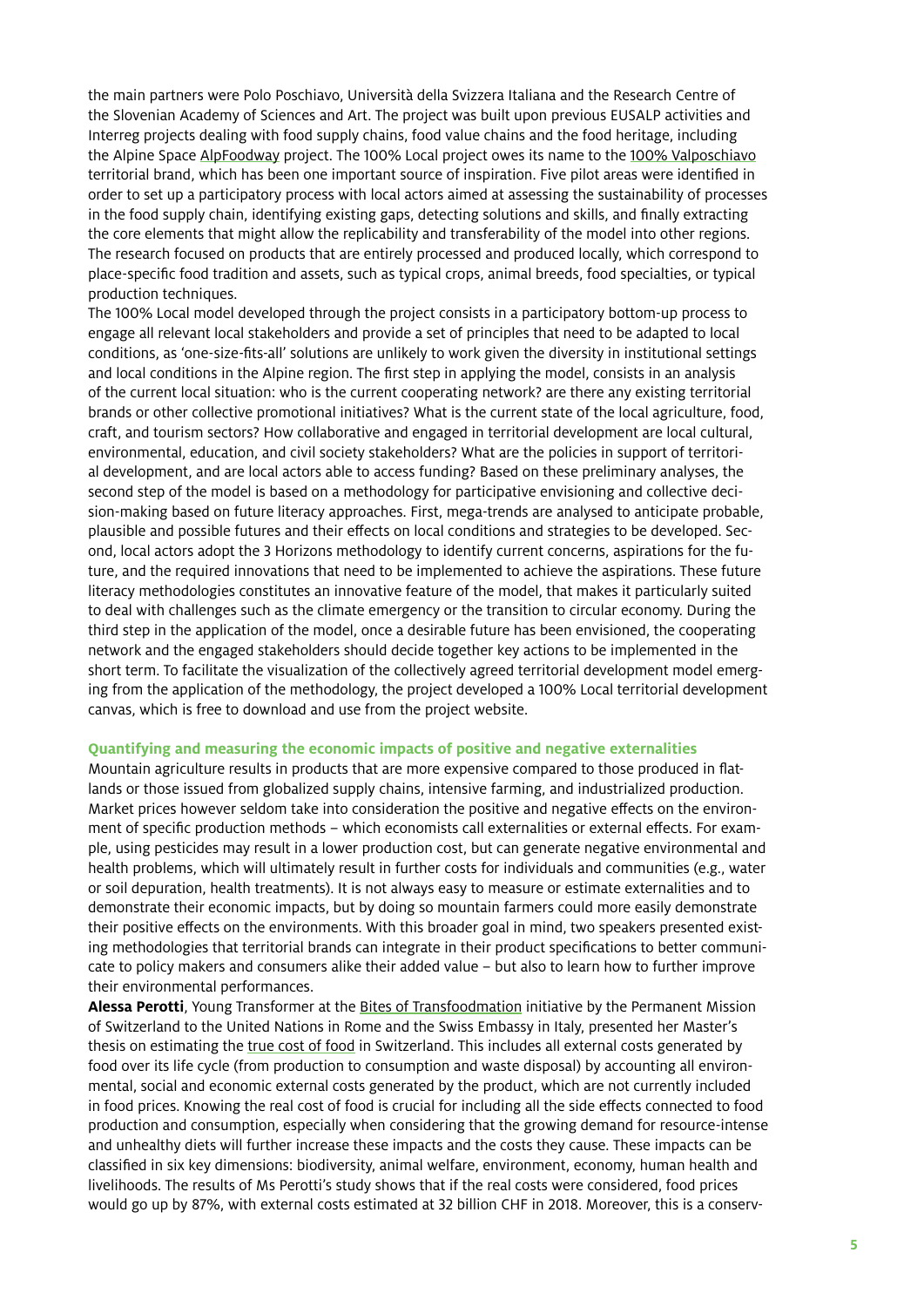the main partners were Polo Poschiavo, Università della Svizzera Italiana and the Research Centre of the Slovenian Academy of Sciences and Art. The project was built upon previous EUSALP activities and Interreg projects dealing with food supply chains, food value chains and the food heritage, including the Alpine Space AlpFoodway project. The 100% Local project owes its name to the 100% Valposchiavo territorial brand, which has been one important source of inspiration. Five pilot areas were identified in order to set up a participatory process with local actors aimed at assessing the sustainability of processes in the food supply chain, identifying existing gaps, detecting solutions and skills, and finally extracting the core elements that might allow the replicability and transferability of the model into other regions. The research focused on products that are entirely processed and produced locally, which correspond to place-specific food tradition and assets, such as typical crops, animal breeds, food specialties, or typical production techniques.

The 100% Local model developed through the project consists in a participatory bottom-up process to engage all relevant local stakeholders and provide a set of principles that need to be adapted to local conditions, as 'one-size-fits-all' solutions are unlikely to work given the diversity in institutional settings and local conditions in the Alpine region. The first step in applying the model, consists in an analysis of the current local situation: who is the current cooperating network? are there any existing territorial brands or other collective promotional initiatives? What is the current state of the local agriculture, food, craft, and tourism sectors? How collaborative and engaged in territorial development are local cultural, environmental, education, and civil society stakeholders? What are the policies in support of territorial development, and are local actors able to access funding? Based on these preliminary analyses, the second step of the model is based on a methodology for participative envisioning and collective decision-making based on future literacy approaches. First, mega-trends are analysed to anticipate probable, plausible and possible futures and their effects on local conditions and strategies to be developed. Second, local actors adopt the 3 Horizons methodology to identify current concerns, aspirations for the future, and the required innovations that need to be implemented to achieve the aspirations. These future literacy methodologies constitutes an innovative feature of the model, that makes it particularly suited to deal with challenges such as the climate emergency or the transition to circular economy. During the third step in the application of the model, once a desirable future has been envisioned, the cooperating network and the engaged stakeholders should decide together key actions to be implemented in the short term. To facilitate the visualization of the collectively agreed territorial development model emerging from the application of the methodology, the project developed a 100% Local territorial development canvas, which is free to download and use from the project website.

### Quantifying and measuring the economic impacts of positive and negative externalities

Mountain agriculture results in products that are more expensive compared to those produced in flatlands or those issued from globalized supply chains, intensive farming, and industrialized production. Market prices however seldom take into consideration the positive and negative effects on the environment of specific production methods – which economists call externalities or external effects. For example, using pesticides may result in a lower production cost, but can generate negative environmental and health problems, which will ultimately result in further costs for individuals and communities (e.g., water or soil depuration, health treatments). It is not always easy to measure or estimate externalities and to demonstrate their economic impacts, but by doing so mountain farmers could more easily demonstrate their positive effects on the environments. With this broader goal in mind, two speakers presented existing methodologies that territorial brands can integrate in their product specifications to better communicate to policy makers and consumers alike their added value – but also to learn how to further improve their environmental performances.

**Alessa Perotti**, Young Transformer at the Bites of Transfoodmation initiative by the Permanent Mission of Switzerland to the United Nations in Rome and the Swiss Embassy in Italy, presented her Master's thesis on estimating the true cost of food in Switzerland. This includes all external costs generated by food over its life cycle (from production to consumption and waste disposal) by accounting all environmental, social and economic external costs generated by the product, which are not currently included in food prices. Knowing the real cost of food is crucial for including all the side effects connected to food production and consumption, especially when considering that the growing demand for resource-intense and unhealthy diets will further increase these impacts and the costs they cause. These impacts can be classified in six key dimensions: biodiversity, animal welfare, environment, economy, human health and livelihoods. The results of Ms Perotti's study shows that if the real costs were considered, food prices would go up by 87%, with external costs estimated at 32 billion CHF in 2018. Moreover, this is a conserv-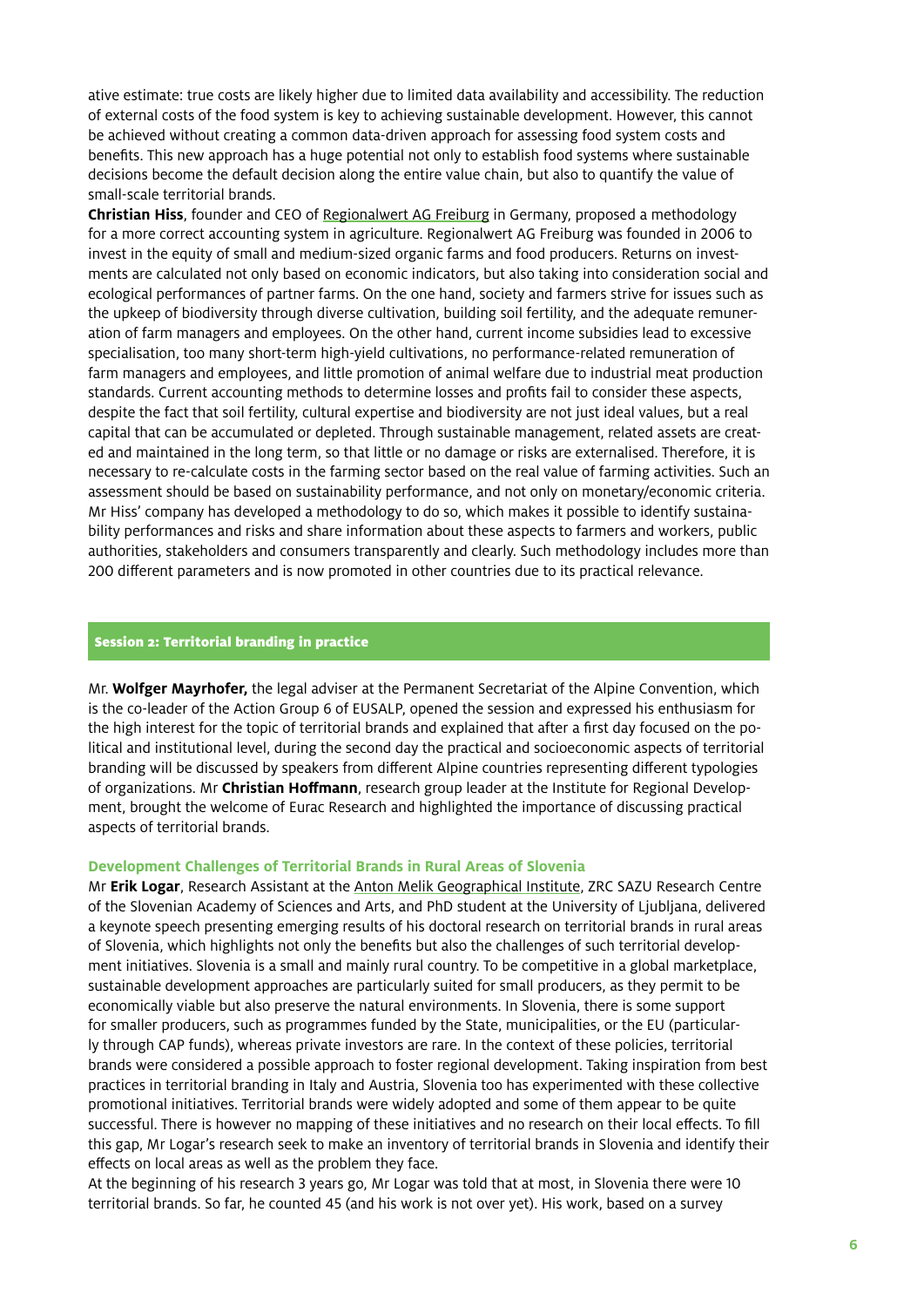ative estimate: true costs are likely higher due to limited data availability and accessibility. The reduction of external costs of the food system is key to achieving sustainable development. However, this cannot be achieved without creating a common data-driven approach for assessing food system costs and benefits. This new approach has a huge potential not only to establish food systems where sustainable decisions become the default decision along the entire value chain, but also to quantify the value of small-scale territorial brands.

**Christian Hiss**, founder and CEO of Regionalwert AG Freiburg in Germany, proposed a methodology for a more correct accounting system in agriculture. Regionalwert AG Freiburg was founded in 2006 to invest in the equity of small and medium-sized organic farms and food producers. Returns on investments are calculated not only based on economic indicators, but also taking into consideration social and ecological performances of partner farms. On the one hand, society and farmers strive for issues such as the upkeep of biodiversity through diverse cultivation, building soil fertility, and the adequate remuneration of farm managers and employees. On the other hand, current income subsidies lead to excessive specialisation, too many short-term high-yield cultivations, no performance-related remuneration of farm managers and employees, and little promotion of animal welfare due to industrial meat production standards. Current accounting methods to determine losses and profits fail to consider these aspects, despite the fact that soil fertility, cultural expertise and biodiversity are not just ideal values, but a real capital that can be accumulated or depleted. Through sustainable management, related assets are created and maintained in the long term, so that little or no damage or risks are externalised. Therefore, it is necessary to re-calculate costs in the farming sector based on the real value of farming activities. Such an assessment should be based on sustainability performance, and not only on monetary/economic criteria. Mr Hiss' company has developed a methodology to do so, which makes it possible to identify sustainability performances and risks and share information about these aspects to farmers and workers, public authorities, stakeholders and consumers transparently and clearly. Such methodology includes more than 200 different parameters and is now promoted in other countries due to its practical relevance.

## Session 2: Territorial branding in practice

Mr. **Wolfger Mayrhofer,** the legal adviser at the Permanent Secretariat of the Alpine Convention, which is the co-leader of the Action Group 6 of EUSALP, opened the session and expressed his enthusiasm for the high interest for the topic of territorial brands and explained that after a first day focused on the political and institutional level, during the second day the practical and socioeconomic aspects of territorial branding will be discussed by speakers from different Alpine countries representing different typologies of organizations. Mr **Christian Hoffmann**, research group leader at the Institute for Regional Development, brought the welcome of Eurac Research and highlighted the importance of discussing practical aspects of territorial brands.

### Development Challenges of Territorial Brands in Rural Areas of Slovenia

Mr **Erik Logar**, Research Assistant at the Anton Melik Geographical Institute, ZRC SAZU Research Centre of the Slovenian Academy of Sciences and Arts, and PhD student at the University of Ljubljana, delivered a keynote speech presenting emerging results of his doctoral research on territorial brands in rural areas of Slovenia, which highlights not only the benefits but also the challenges of such territorial development initiatives. Slovenia is a small and mainly rural country. To be competitive in a global marketplace, sustainable development approaches are particularly suited for small producers, as they permit to be economically viable but also preserve the natural environments. In Slovenia, there is some support for smaller producers, such as programmes funded by the State, municipalities, or the EU (particularly through CAP funds), whereas private investors are rare. In the context of these policies, territorial brands were considered a possible approach to foster regional development. Taking inspiration from best practices in territorial branding in Italy and Austria, Slovenia too has experimented with these collective promotional initiatives. Territorial brands were widely adopted and some of them appear to be quite successful. There is however no mapping of these initiatives and no research on their local effects. To fill this gap, Mr Logar's research seek to make an inventory of territorial brands in Slovenia and identify their effects on local areas as well as the problem they face.

At the beginning of his research 3 years go, Mr Logar was told that at most, in Slovenia there were 10 territorial brands. So far, he counted 45 (and his work is not over yet). His work, based on a survey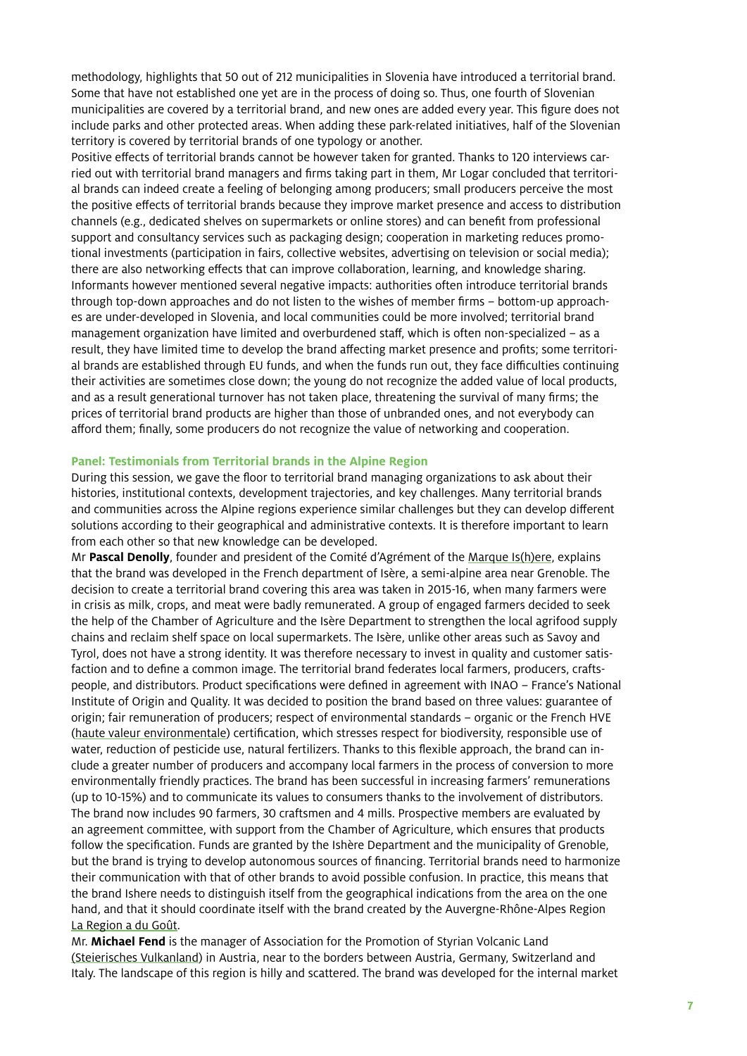methodology, highlights that 50 out of 212 municipalities in Slovenia have introduced a territorial brand. Some that have not established one yet are in the process of doing so. Thus, one fourth of Slovenian municipalities are covered by a territorial brand, and new ones are added every year. This figure does not include parks and other protected areas. When adding these park-related initiatives, half of the Slovenian territory is covered by territorial brands of one typology or another.

Positive effects of territorial brands cannot be however taken for granted. Thanks to 120 interviews carried out with territorial brand managers and firms taking part in them, Mr Logar concluded that territorial brands can indeed create a feeling of belonging among producers; small producers perceive the most the positive effects of territorial brands because they improve market presence and access to distribution channels (e.g., dedicated shelves on supermarkets or online stores) and can benefit from professional support and consultancy services such as packaging design; cooperation in marketing reduces promotional investments (participation in fairs, collective websites, advertising on television or social media); there are also networking effects that can improve collaboration, learning, and knowledge sharing. Informants however mentioned several negative impacts: authorities often introduce territorial brands through top-down approaches and do not listen to the wishes of member firms – bottom-up approaches are under-developed in Slovenia, and local communities could be more involved; territorial brand management organization have limited and overburdened staff, which is often non-specialized – as a result, they have limited time to develop the brand affecting market presence and profits; some territorial brands are established through EU funds, and when the funds run out, they face difficulties continuing their activities are sometimes close down; the young do not recognize the added value of local products, and as a result generational turnover has not taken place, threatening the survival of many firms; the prices of territorial brand products are higher than those of unbranded ones, and not everybody can afford them; finally, some producers do not recognize the value of networking and cooperation.

### Panel: Testimonials from Territorial brands in the Alpine Region

During this session, we gave the floor to territorial brand managing organizations to ask about their histories, institutional contexts, development trajectories, and key challenges. Many territorial brands and communities across the Alpine regions experience similar challenges but they can develop different solutions according to their geographical and administrative contexts. It is therefore important to learn from each other so that new knowledge can be developed.

Mr **Pascal Denolly**, founder and president of the Comité d'Agrément of the Marque Is(h)ere, explains that the brand was developed in the French department of Isère, a semi-alpine area near Grenoble. The decision to create a territorial brand covering this area was taken in 2015-16, when many farmers were in crisis as milk, crops, and meat were badly remunerated. A group of engaged farmers decided to seek the help of the Chamber of Agriculture and the Isère Department to strengthen the local agrifood supply chains and reclaim shelf space on local supermarkets. The Isère, unlike other areas such as Savoy and Tyrol, does not have a strong identity. It was therefore necessary to invest in quality and customer satisfaction and to define a common image. The territorial brand federates local farmers, producers, craftspeople, and distributors. Product specifications were defined in agreement with INAO – France's National Institute of Origin and Quality. It was decided to position the brand based on three values: guarantee of origin; fair remuneration of producers; respect of environmental standards – organic or the French HVE (haute valeur environmentale) certification, which stresses respect for biodiversity, responsible use of water, reduction of pesticide use, natural fertilizers. Thanks to this flexible approach, the brand can include a greater number of producers and accompany local farmers in the process of conversion to more environmentally friendly practices. The brand has been successful in increasing farmers' remunerations (up to 10-15%) and to communicate its values to consumers thanks to the involvement of distributors. The brand now includes 90 farmers, 30 craftsmen and 4 mills. Prospective members are evaluated by an agreement committee, with support from the Chamber of Agriculture, which ensures that products follow the specification. Funds are granted by the Ishère Department and the municipality of Grenoble, but the brand is trying to develop autonomous sources of financing. Territorial brands need to harmonize their communication with that of other brands to avoid possible confusion. In practice, this means that the brand Ishere needs to distinguish itself from the geographical indications from the area on the one hand, and that it should coordinate itself with the brand created by the Auvergne-Rhône-Alpes Region La Region a du Goût.

Mr. **Michael Fend** is the manager of Association for the Promotion of Styrian Volcanic Land (Steierisches Vulkanland) in Austria, near to the borders between Austria, Germany, Switzerland and Italy. The landscape of this region is hilly and scattered. The brand was developed for the internal market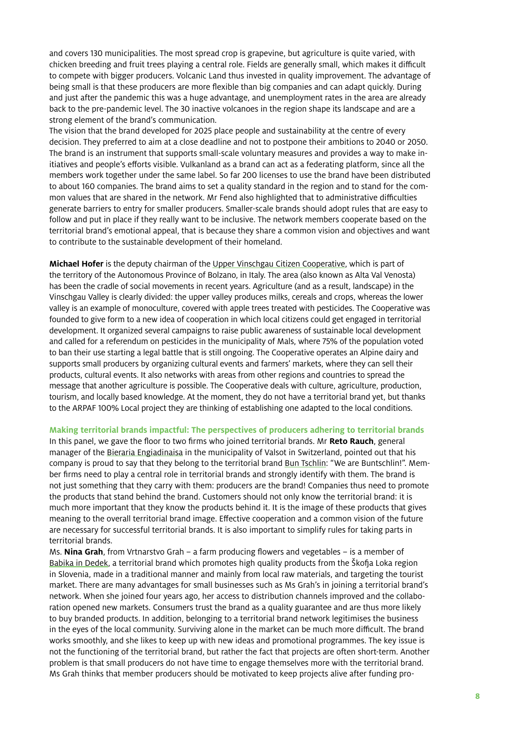and covers 130 municipalities. The most spread crop is grapevine, but agriculture is quite varied, with chicken breeding and fruit trees playing a central role. Fields are generally small, which makes it difficult to compete with bigger producers. Volcanic Land thus invested in quality improvement. The advantage of being small is that these producers are more flexible than big companies and can adapt quickly. During and just after the pandemic this was a huge advantage, and unemployment rates in the area are already back to the pre-pandemic level. The 30 inactive volcanoes in the region shape its landscape and are a strong element of the brand's communication.

The vision that the brand developed for 2025 place people and sustainability at the centre of every decision. They preferred to aim at a close deadline and not to postpone their ambitions to 2040 or 2050. The brand is an instrument that supports small-scale voluntary measures and provides a way to make initiatives and people's efforts visible. Vulkanland as a brand can act as a federating platform, since all the members work together under the same label. So far 200 licenses to use the brand have been distributed to about 160 companies. The brand aims to set a quality standard in the region and to stand for the common values that are shared in the network. Mr Fend also highlighted that to administrative difficulties generate barriers to entry for smaller producers. Smaller-scale brands should adopt rules that are easy to follow and put in place if they really want to be inclusive. The network members cooperate based on the territorial brand's emotional appeal, that is because they share a common vision and objectives and want to contribute to the sustainable development of their homeland.

**Michael Hofer** is the deputy chairman of the Upper Vinschgau Citizen Cooperative, which is part of the territory of the Autonomous Province of Bolzano, in Italy. The area (also known as Alta Val Venosta) has been the cradle of social movements in recent years. Agriculture (and as a result, landscape) in the Vinschgau Valley is clearly divided: the upper valley produces milks, cereals and crops, whereas the lower valley is an example of monoculture, covered with apple trees treated with pesticides. The Cooperative was founded to give form to a new idea of cooperation in which local citizens could get engaged in territorial development. It organized several campaigns to raise public awareness of sustainable local development and called for a referendum on pesticides in the municipality of Mals, where 75% of the population voted to ban their use starting a legal battle that is still ongoing. The Cooperative operates an Alpine dairy and supports small producers by organizing cultural events and farmers' markets, where they can sell their products, cultural events. It also networks with areas from other regions and countries to spread the message that another agriculture is possible. The Cooperative deals with culture, agriculture, production, tourism, and locally based knowledge. At the moment, they do not have a territorial brand yet, but thanks to the ARPAF 100% Local project they are thinking of establishing one adapted to the local conditions.

### Making territorial brands impactful: The perspectives of producers adhering to territorial brands

In this panel, we gave the floor to two firms who joined territorial brands. Mr **Reto Rauch**, general manager of the Bieraria Engiadinaisa in the municipality of Valsot in Switzerland, pointed out that his company is proud to say that they belong to the territorial brand Bun Tschlin: "We are Buntschlin!". Member firms need to play a central role in territorial brands and strongly identify with them. The brand is not just something that they carry with them: producers are the brand! Companies thus need to promote the products that stand behind the brand. Customers should not only know the territorial brand: it is much more important that they know the products behind it. It is the image of these products that gives meaning to the overall territorial brand image. Effective cooperation and a common vision of the future are necessary for successful territorial brands. It is also important to simplify rules for taking parts in territorial brands.

Ms. **Nina Grah**, from Vrtnarstvo Grah – a farm producing flowers and vegetables – is a member of Babika in Dedek, a territorial brand which promotes high quality products from the Škofja Loka region in Slovenia, made in a traditional manner and mainly from local raw materials, and targeting the tourist market. There are many advantages for small businesses such as Ms Grah's in joining a territorial brand's network. When she joined four years ago, her access to distribution channels improved and the collaboration opened new markets. Consumers trust the brand as a quality guarantee and are thus more likely to buy branded products. In addition, belonging to a territorial brand network legitimises the business in the eyes of the local community. Surviving alone in the market can be much more difficult. The brand works smoothly, and she likes to keep up with new ideas and promotional programmes. The key issue is not the functioning of the territorial brand, but rather the fact that projects are often short-term. Another problem is that small producers do not have time to engage themselves more with the territorial brand. Ms Grah thinks that member producers should be motivated to keep projects alive after funding pro-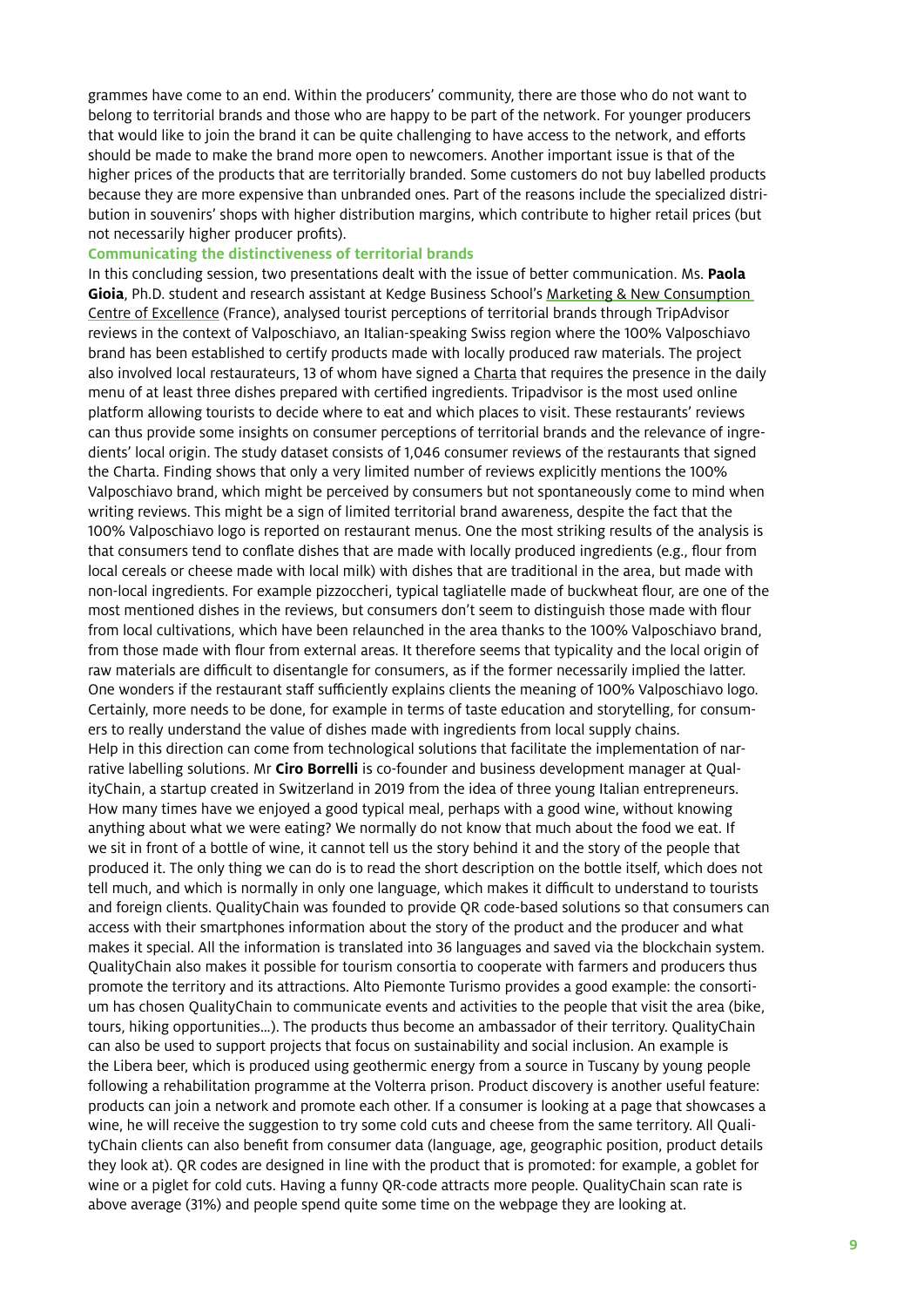grammes have come to an end. Within the producers' community, there are those who do not want to belong to territorial brands and those who are happy to be part of the network. For younger producers that would like to join the brand it can be quite challenging to have access to the network, and efforts should be made to make the brand more open to newcomers. Another important issue is that of the higher prices of the products that are territorially branded. Some customers do not buy labelled products because they are more expensive than unbranded ones. Part of the reasons include the specialized distribution in souvenirs' shops with higher distribution margins, which contribute to higher retail prices (but not necessarily higher producer profits).

### Communicating the distinctiveness of territorial brands

In this concluding session, two presentations dealt with the issue of better communication. Ms. **Paola Gioia**, Ph.D. student and research assistant at Kedge Business School's Marketing & New Consumption Centre of Excellence (France), analysed tourist perceptions of territorial brands through TripAdvisor reviews in the context of Valposchiavo, an Italian-speaking Swiss region where the 100% Valposchiavo brand has been established to certify products made with locally produced raw materials. The project also involved local restaurateurs, 13 of whom have signed a Charta that requires the presence in the daily menu of at least three dishes prepared with certified ingredients. Tripadvisor is the most used online platform allowing tourists to decide where to eat and which places to visit. These restaurants' reviews can thus provide some insights on consumer perceptions of territorial brands and the relevance of ingredients' local origin. The study dataset consists of 1,046 consumer reviews of the restaurants that signed the Charta. Finding shows that only a very limited number of reviews explicitly mentions the 100% Valposchiavo brand, which might be perceived by consumers but not spontaneously come to mind when writing reviews. This might be a sign of limited territorial brand awareness, despite the fact that the 100% Valposchiavo logo is reported on restaurant menus. One the most striking results of the analysis is that consumers tend to conflate dishes that are made with locally produced ingredients (e.g., flour from local cereals or cheese made with local milk) with dishes that are traditional in the area, but made with non-local ingredients. For example pizzoccheri, typical tagliatelle made of buckwheat flour, are one of the most mentioned dishes in the reviews, but consumers don't seem to distinguish those made with flour from local cultivations, which have been relaunched in the area thanks to the 100% Valposchiavo brand, from those made with flour from external areas. It therefore seems that typicality and the local origin of raw materials are difficult to disentangle for consumers, as if the former necessarily implied the latter. One wonders if the restaurant staff sufficiently explains clients the meaning of 100% Valposchiavo logo. Certainly, more needs to be done, for example in terms of taste education and storytelling, for consumers to really understand the value of dishes made with ingredients from local supply chains.

Help in this direction can come from technological solutions that facilitate the implementation of narrative labelling solutions. Mr **Ciro Borrelli** is co-founder and business development manager at QualityChain, a startup created in Switzerland in 2019 from the idea of three young Italian entrepreneurs. How many times have we enjoyed a good typical meal, perhaps with a good wine, without knowing anything about what we were eating? We normally do not know that much about the food we eat. If we sit in front of a bottle of wine, it cannot tell us the story behind it and the story of the people that produced it. The only thing we can do is to read the short description on the bottle itself, which does not tell much, and which is normally in only one language, which makes it difficult to understand to tourists and foreign clients. QualityChain was founded to provide QR code-based solutions so that consumers can access with their smartphones information about the story of the product and the producer and what makes it special. All the information is translated into 36 languages and saved via the blockchain system. QualityChain also makes it possible for tourism consortia to cooperate with farmers and producers thus promote the territory and its attractions. Alto Piemonte Turismo provides a good example: the consortium has chosen QualityChain to communicate events and activities to the people that visit the area (bike, tours, hiking opportunities…). The products thus become an ambassador of their territory. QualityChain can also be used to support projects that focus on sustainability and social inclusion. An example is the Libera beer, which is produced using geothermic energy from a source in Tuscany by young people following a rehabilitation programme at the Volterra prison. Product discovery is another useful feature: products can join a network and promote each other. If a consumer is looking at a page that showcases a wine, he will receive the suggestion to try some cold cuts and cheese from the same territory. All QualityChain clients can also benefit from consumer data (language, age, geographic position, product details they look at). QR codes are designed in line with the product that is promoted: for example, a goblet for wine or a piglet for cold cuts. Having a funny QR-code attracts more people. QualityChain scan rate is above average (31%) and people spend quite some time on the webpage they are looking at.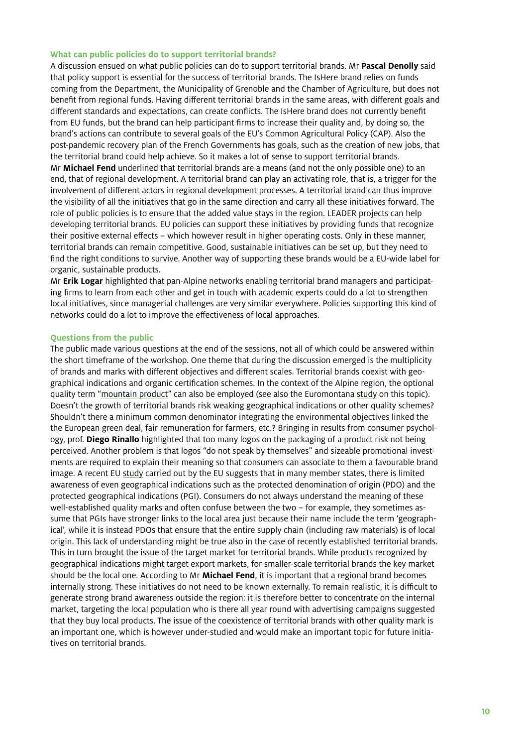### What can public policies do to support territorial brands?

A discussion ensued on what public policies can do to support territorial brands. Mr **Pascal Denolly** said that policy support is essential for the success of territorial brands. The IsHere brand relies on funds coming from the Department, the Municipality of Grenoble and the Chamber of Agriculture, but does not benefit from regional funds. Having different territorial brands in the same areas, with different goals and different standards and expectations, can create conflicts. The IsHere brand does not currently benefit from EU funds, but the brand can help participant firms to increase their quality and, by doing so, the brand's actions can contribute to several goals of the EU's Common Agricultural Policy (CAP). Also the post-pandemic recovery plan of the French Governments has goals, such as the creation of new jobs, that the territorial brand could help achieve. So it makes a lot of sense to support territorial brands.

Mr **Michael Fend** underlined that territorial brands are a means (and not the only possible one) to an end, that of regional development. A territorial brand can play an activating role, that is, a trigger for the involvement of different actors in regional development processes. A territorial brand can thus improve the visibility of all the initiatives that go in the same direction and carry all these initiatives forward. The role of public policies is to ensure that the added value stays in the region. LEADER projects can help developing territorial brands. EU policies can support these initiatives by providing funds that recognize their positive external effects – which however result in higher operating costs. Only in these manner, territorial brands can remain competitive. Good, sustainable initiatives can be set up, but they need to find the right conditions to survive. Another way of supporting these brands would be a EU-wide label for organic, sustainable products.

Mr **Erik Logar** highlighted that pan-Alpine networks enabling territorial brand managers and participating firms to learn from each other and get in touch with academic experts could do a lot to strengthen local initiatives, since managerial challenges are very similar everywhere. Policies supporting this kind of networks could do a lot to improve the effectiveness of local approaches.

### Questions from the public

The public made various questions at the end of the sessions, not all of which could be answered within the short timeframe of the workshop. One theme that during the discussion emerged is the multiplicity of brands and marks with different objectives and different scales. Territorial brands coexist with geographical indications and organic certification schemes. In the context of the Alpine region, the optional quality term "mountain product" can also be employed (see also the Euromontana study on this topic). Doesn't the growth of territorial brands risk weaking geographical indications or other quality schemes? Shouldn't there a minimum common denominator integrating the environmental objectives linked the the European green deal, fair remuneration for farmers, etc.? Bringing in results from consumer psychology, prof. **Diego Rinallo** highlighted that too many logos on the packaging of a product risk not being perceived. Another problem is that logos "do not speak by themselves" and sizeable promotional investments are required to explain their meaning so that consumers can associate to them a favourable brand image. A recent EU study carried out by the EU suggests that in many member states, there is limited awareness of even geographical indications such as the protected denomination of origin (PDO) and the protected geographical indications (PGI). Consumers do not always understand the meaning of these well-established quality marks and often confuse between the two – for example, they sometimes assume that PGIs have stronger links to the local area just because their name include the term 'geographical', while it is instead PDOs that ensure that the entire supply chain (including raw materials) is of local origin. This lack of understanding might be true also in the case of recently established territorial brands. This in turn brought the issue of the target market for territorial brands. While products recognized by geographical indications might target export markets, for smaller-scale territorial brands the key market should be the local one. According to Mr **Michael Fend**, it is important that a regional brand becomes internally strong. These initiatives do not need to be known externally. To remain realistic, it is difficult to generate strong brand awareness outside the region: it is therefore better to concentrate on the internal market, targeting the local population who is there all year round with advertising campaigns suggested that they buy local products. The issue of the coexistence of territorial brands with other quality mark is an important one, which is however under-studied and would make an important topic for future initiatives on territorial brands.